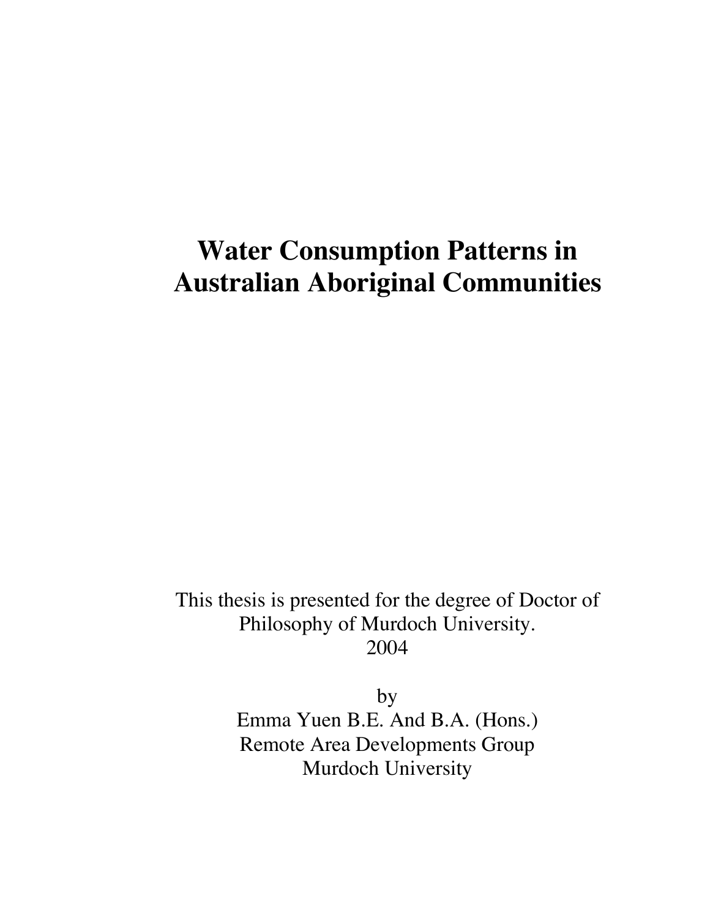# Water Consumption Patterns in Australian Aboriginal Communities

This thesis is presented for the degree of Doctor of Philosophy of Murdoch University.
2004

by
Emma Yuen B.E. And B.A. (Hons.)
Remote Area Developments Group
Murdoch University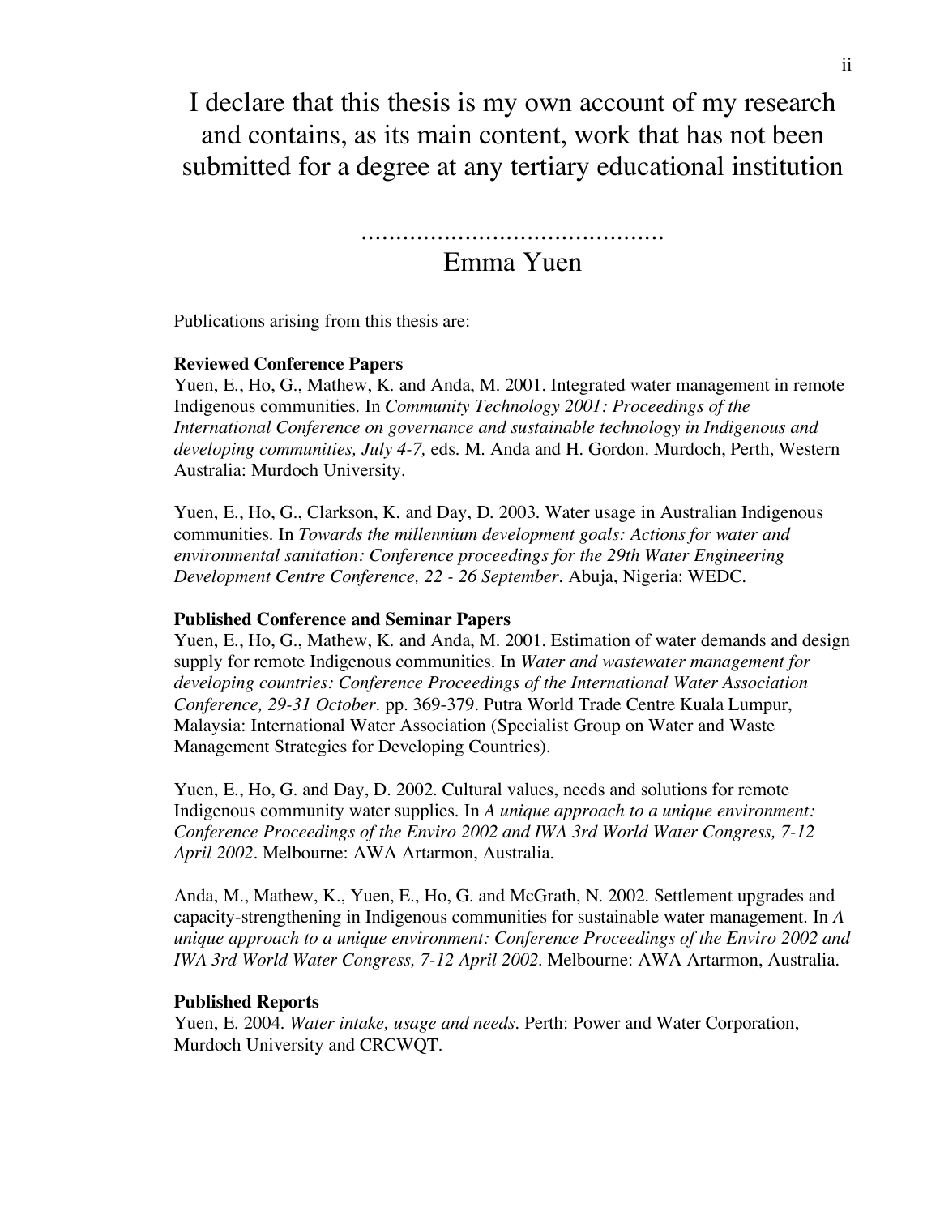I declare that this thesis is my own account of my research and contains, as its main content, work that has not been submitted for a degree at any tertiary educational institution

............................................

Emma Yuen

Publications arising from this thesis are:

**Reviewed Conference Papers**

Yuen, E., Ho, G., Mathew, K. and Anda, M. 2001. Integrated water management in remote Indigenous communities. In *Community Technology 2001: Proceedings of the International Conference on governance and sustainable technology in Indigenous and developing communities, July 4-7,* eds. M. Anda and H. Gordon. Murdoch, Perth, Western Australia: Murdoch University.

Yuen, E., Ho, G., Clarkson, K. and Day, D. 2003. Water usage in Australian Indigenous communities. In *Towards the millennium development goals: Actions for water and environmental sanitation: Conference proceedings for the 29th Water Engineering Development Centre Conference, 22 - 26 September*. Abuja, Nigeria: WEDC.

**Published Conference and Seminar Papers**

Yuen, E., Ho, G., Mathew, K. and Anda, M. 2001. Estimation of water demands and design supply for remote Indigenous communities. In *Water and wastewater management for developing countries: Conference Proceedings of the International Water Association Conference, 29-31 October*. pp. 369-379. Putra World Trade Centre Kuala Lumpur, Malaysia: International Water Association (Specialist Group on Water and Waste Management Strategies for Developing Countries).

Yuen, E., Ho, G. and Day, D. 2002. Cultural values, needs and solutions for remote Indigenous community water supplies. In *A unique approach to a unique environment: Conference Proceedings of the Enviro 2002 and IWA 3rd World Water Congress, 7-12 April 2002*. Melbourne: AWA Artarmon, Australia.

Anda, M., Mathew, K., Yuen, E., Ho, G. and McGrath, N. 2002. Settlement upgrades and capacity-strengthening in Indigenous communities for sustainable water management. In *A unique approach to a unique environment: Conference Proceedings of the Enviro 2002 and IWA 3rd World Water Congress, 7-12 April 2002*. Melbourne: AWA Artarmon, Australia.

**Published Reports**

Yuen, E. 2004. *Water intake, usage and needs*. Perth: Power and Water Corporation, Murdoch University and CRCWQT.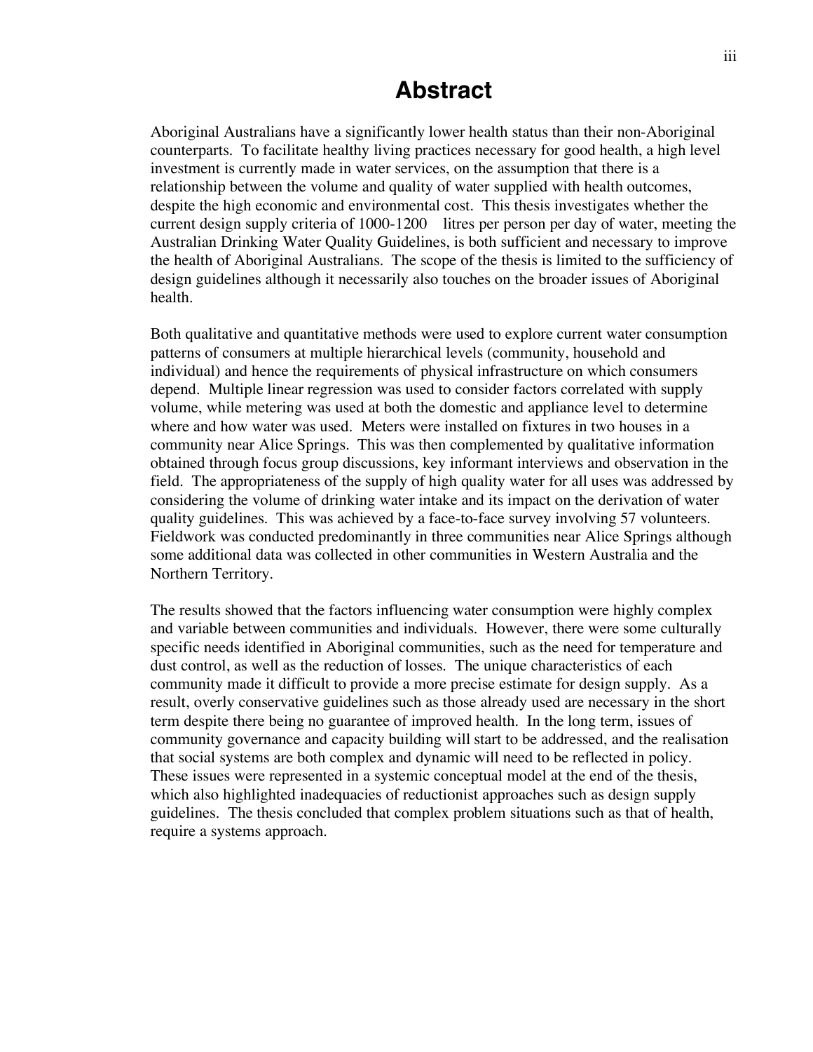# Abstract

Aboriginal Australians have a significantly lower health status than their non-Aboriginal counterparts. To facilitate healthy living practices necessary for good health, a high level investment is currently made in water services, on the assumption that there is a relationship between the volume and quality of water supplied with health outcomes, despite the high economic and environmental cost. This thesis investigates whether the current design supply criteria of 1000-1200 litres per person per day of water, meeting the Australian Drinking Water Quality Guidelines, is both sufficient and necessary to improve the health of Aboriginal Australians. The scope of the thesis is limited to the sufficiency of design guidelines although it necessarily also touches on the broader issues of Aboriginal health.

Both qualitative and quantitative methods were used to explore current water consumption patterns of consumers at multiple hierarchical levels (community, household and individual) and hence the requirements of physical infrastructure on which consumers depend. Multiple linear regression was used to consider factors correlated with supply volume, while metering was used at both the domestic and appliance level to determine where and how water was used. Meters were installed on fixtures in two houses in a community near Alice Springs. This was then complemented by qualitative information obtained through focus group discussions, key informant interviews and observation in the field. The appropriateness of the supply of high quality water for all uses was addressed by considering the volume of drinking water intake and its impact on the derivation of water quality guidelines. This was achieved by a face-to-face survey involving 57 volunteers. Fieldwork was conducted predominantly in three communities near Alice Springs although some additional data was collected in other communities in Western Australia and the Northern Territory.

The results showed that the factors influencing water consumption were highly complex and variable between communities and individuals. However, there were some culturally specific needs identified in Aboriginal communities, such as the need for temperature and dust control, as well as the reduction of losses. The unique characteristics of each community made it difficult to provide a more precise estimate for design supply. As a result, overly conservative guidelines such as those already used are necessary in the short term despite there being no guarantee of improved health. In the long term, issues of community governance and capacity building will start to be addressed, and the realisation that social systems are both complex and dynamic will need to be reflected in policy. These issues were represented in a systemic conceptual model at the end of the thesis, which also highlighted inadequacies of reductionist approaches such as design supply guidelines. The thesis concluded that complex problem situations such as that of health, require a systems approach.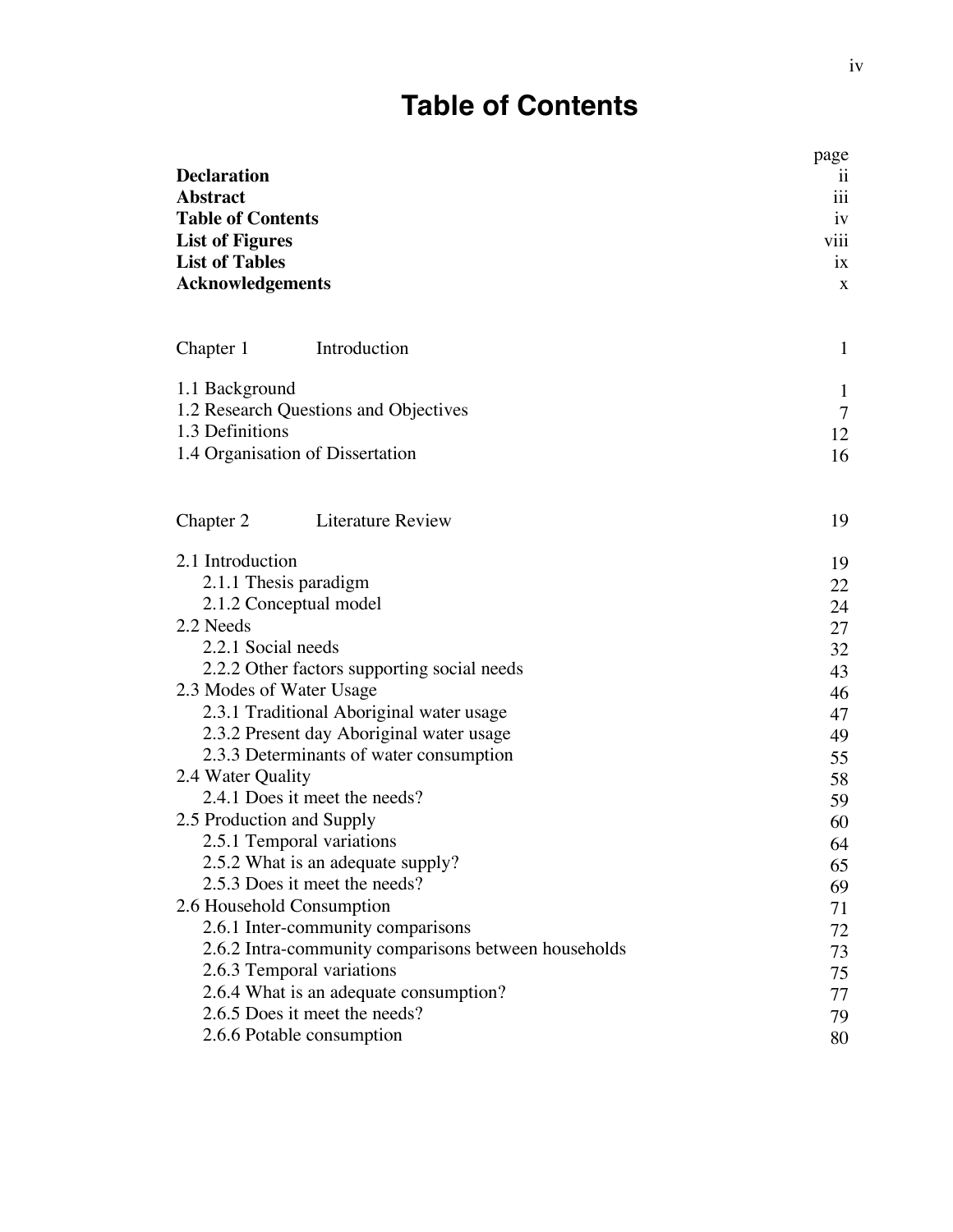# Table of Contents

| | page |
|---|---|
| **Declaration** | ii |
| **Abstract** | iii |
| **Table of Contents** | iv |
| **List of Figures** | viii |
| **List of Tables** | ix |
| **Acknowledgements** | x |

| | |
|---|---|
| Chapter 1 Introduction | 1 |
| 1.1 Background | 1 |
| 1.2 Research Questions and Objectives | 7 |
| 1.3 Definitions | 12 |
| 1.4 Organisation of Dissertation | 16 |

| | |
|---|---|
| Chapter 2 Literature Review | 19 |
| 2.1 Introduction | 19 |
| 2.1.1 Thesis paradigm | 22 |
| 2.1.2 Conceptual model | 24 |
| 2.2 Needs | 27 |
| 2.2.1 Social needs | 32 |
| 2.2.2 Other factors supporting social needs | 43 |
| 2.3 Modes of Water Usage | 46 |
| 2.3.1 Traditional Aboriginal water usage | 47 |
| 2.3.2 Present day Aboriginal water usage | 49 |
| 2.3.3 Determinants of water consumption | 55 |
| 2.4 Water Quality | 58 |
| 2.4.1 Does it meet the needs? | 59 |
| 2.5 Production and Supply | 60 |
| 2.5.1 Temporal variations | 64 |
| 2.5.2 What is an adequate supply? | 65 |
| 2.5.3 Does it meet the needs? | 69 |
| 2.6 Household Consumption | 71 |
| 2.6.1 Inter-community comparisons | 72 |
| 2.6.2 Intra-community comparisons between households | 73 |
| 2.6.3 Temporal variations | 75 |
| 2.6.4 What is an adequate consumption? | 77 |
| 2.6.5 Does it meet the needs? | 79 |
| 2.6.6 Potable consumption | 80 |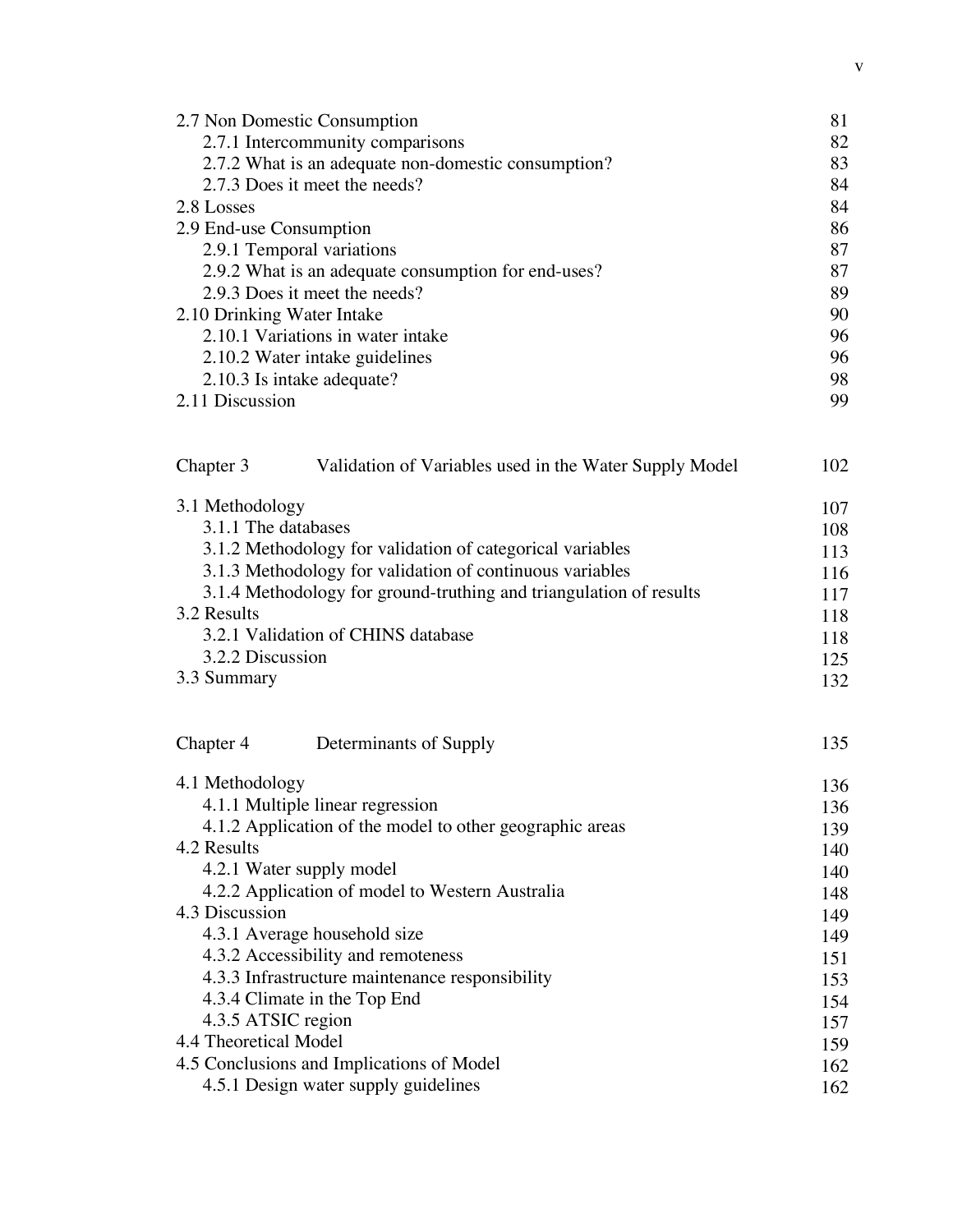| | |
|---|---|
| 2.7 Non Domestic Consumption | 81 |
| 2.7.1 Intercommunity comparisons | 82 |
| 2.7.2 What is an adequate non-domestic consumption? | 83 |
| 2.7.3 Does it meet the needs? | 84 |
| 2.8 Losses | 84 |
| 2.9 End-use Consumption | 86 |
| 2.9.1 Temporal variations | 87 |
| 2.9.2 What is an adequate consumption for end-uses? | 87 |
| 2.9.3 Does it meet the needs? | 89 |
| 2.10 Drinking Water Intake | 90 |
| 2.10.1 Variations in water intake | 96 |
| 2.10.2 Water intake guidelines | 96 |
| 2.10.3 Is intake adequate? | 98 |
| 2.11 Discussion | 99 |

| | |
|---|---|
| Chapter 3 Validation of Variables used in the Water Supply Model | 102 |
| 3.1 Methodology | 107 |
| 3.1.1 The databases | 108 |
| 3.1.2 Methodology for validation of categorical variables | 113 |
| 3.1.3 Methodology for validation of continuous variables | 116 |
| 3.1.4 Methodology for ground-truthing and triangulation of results | 117 |
| 3.2 Results | 118 |
| 3.2.1 Validation of CHINS database | 118 |
| 3.2.2 Discussion | 125 |
| 3.3 Summary | 132 |

| | |
|---|---|
| Chapter 4 Determinants of Supply | 135 |
| 4.1 Methodology | 136 |
| 4.1.1 Multiple linear regression | 136 |
| 4.1.2 Application of the model to other geographic areas | 139 |
| 4.2 Results | 140 |
| 4.2.1 Water supply model | 140 |
| 4.2.2 Application of model to Western Australia | 148 |
| 4.3 Discussion | 149 |
| 4.3.1 Average household size | 149 |
| 4.3.2 Accessibility and remoteness | 151 |
| 4.3.3 Infrastructure maintenance responsibility | 153 |
| 4.3.4 Climate in the Top End | 154 |
| 4.3.5 ATSIC region | 157 |
| 4.4 Theoretical Model | 159 |
| 4.5 Conclusions and Implications of Model | 162 |
| 4.5.1 Design water supply guidelines | 162 |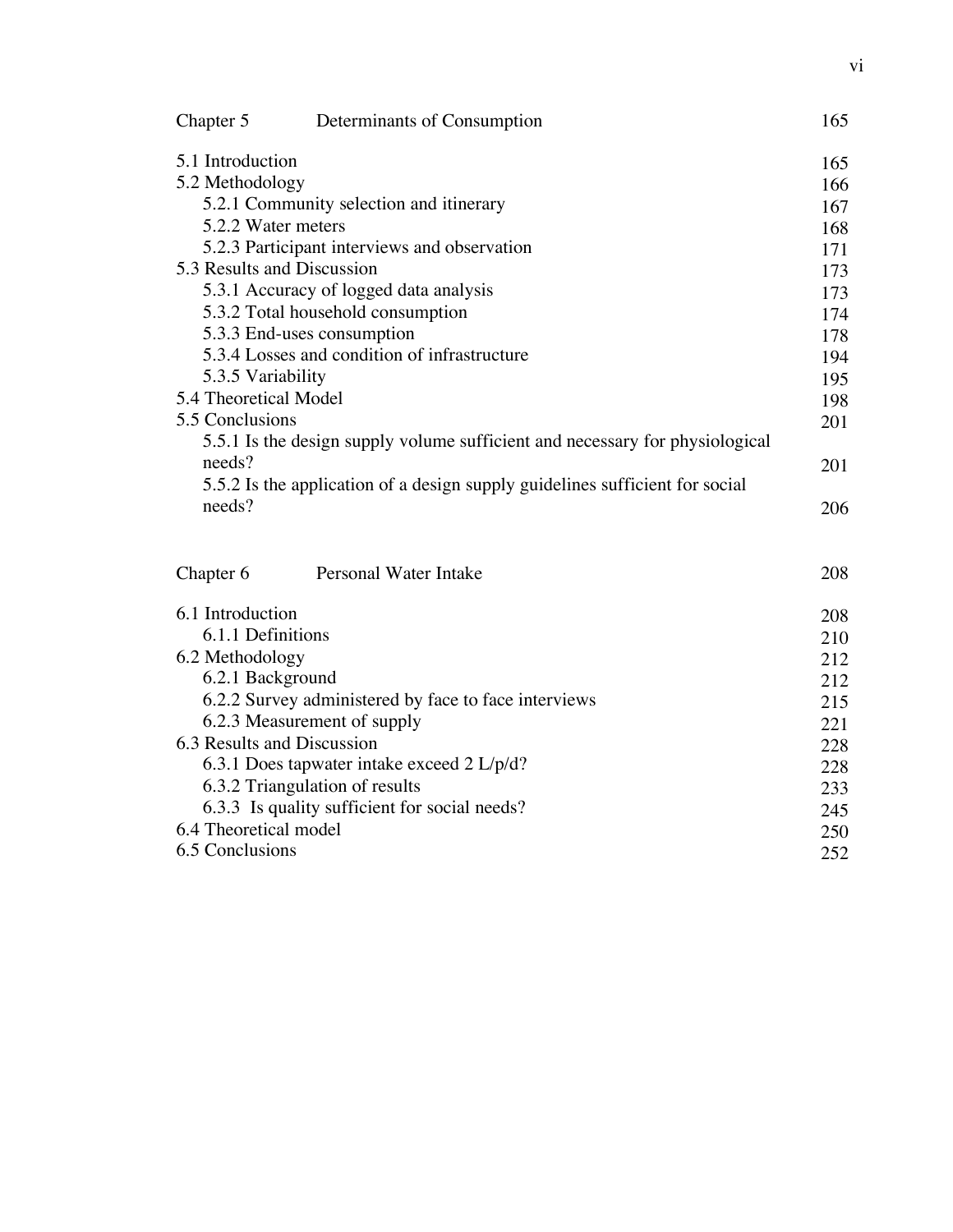| | | |
|---|---|---|
| Chapter 5 | Determinants of Consumption | 165 |
| 5.1 Introduction | | 165 |
| 5.2 Methodology | | 166 |
| 5.2.1 Community selection and itinerary | | 167 |
| 5.2.2 Water meters | | 168 |
| 5.2.3 Participant interviews and observation | | 171 |
| 5.3 Results and Discussion | | 173 |
| 5.3.1 Accuracy of logged data analysis | | 173 |
| 5.3.2 Total household consumption | | 174 |
| 5.3.3 End-uses consumption | | 178 |
| 5.3.4 Losses and condition of infrastructure | | 194 |
| 5.3.5 Variability | | 195 |
| 5.4 Theoretical Model | | 198 |
| 5.5 Conclusions | | 201 |
| 5.5.1 Is the design supply volume sufficient and necessary for physiological needs? | | 201 |
| 5.5.2 Is the application of a design supply guidelines sufficient for social needs? | | 206 |
| Chapter 6 | Personal Water Intake | 208 |
| 6.1 Introduction | | 208 |
| 6.1.1 Definitions | | 210 |
| 6.2 Methodology | | 212 |
| 6.2.1 Background | | 212 |
| 6.2.2 Survey administered by face to face interviews | | 215 |
| 6.2.3 Measurement of supply | | 221 |
| 6.3 Results and Discussion | | 228 |
| 6.3.1 Does tapwater intake exceed 2 L/p/d? | | 228 |
| 6.3.2 Triangulation of results | | 233 |
| 6.3.3 Is quality sufficient for social needs? | | 245 |
| 6.4 Theoretical model | | 250 |
| 6.5 Conclusions | | 252 |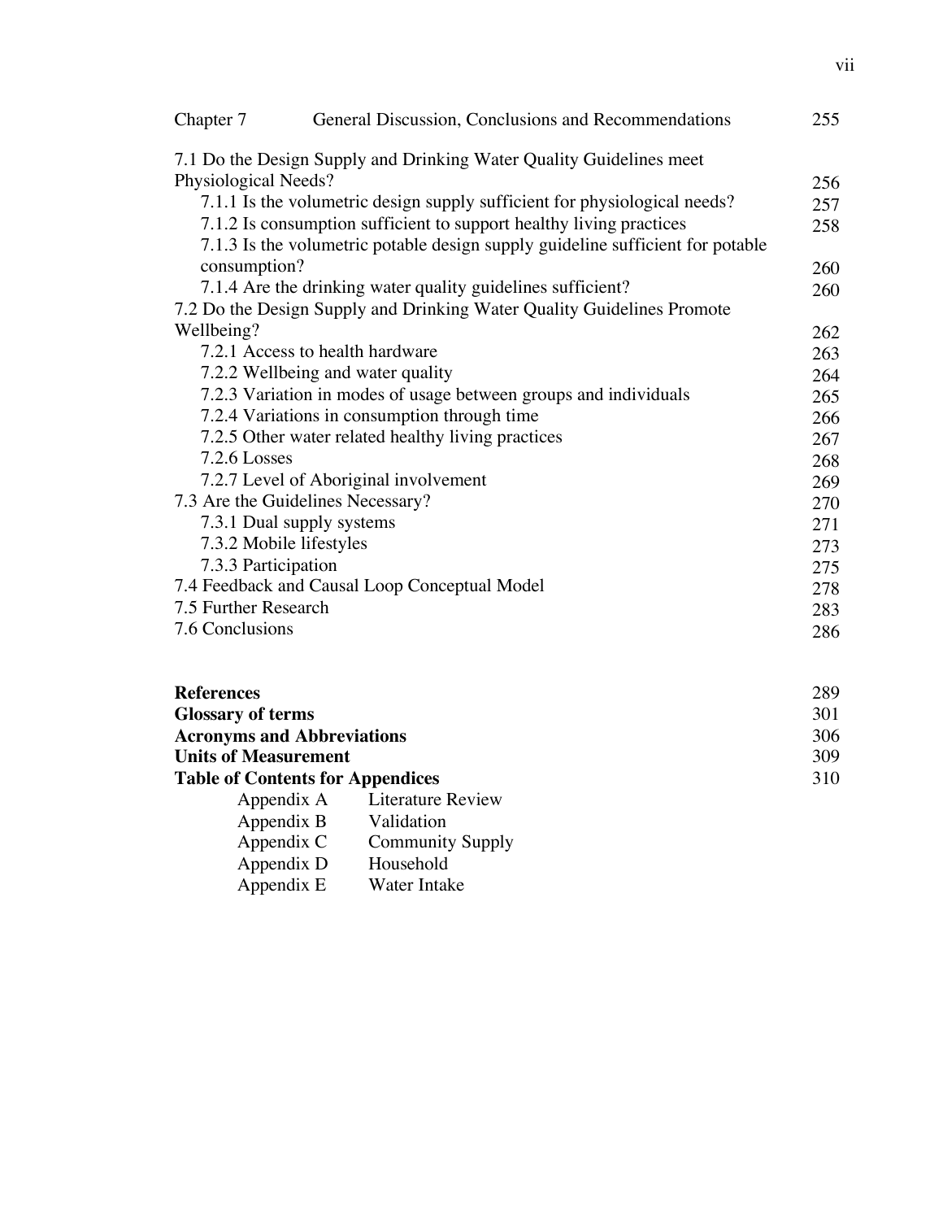| | | |
|---|---|---|
| Chapter 7 | General Discussion, Conclusions and Recommendations | 255 |
| 7.1 Do the Design Supply and Drinking Water Quality Guidelines meet Physiological Needs? | | 256 |
| 7.1.1 Is the volumetric design supply sufficient for physiological needs? | | 257 |
| 7.1.2 Is consumption sufficient to support healthy living practices | | 258 |
| 7.1.3 Is the volumetric potable design supply guideline sufficient for potable consumption? | | 260 |
| 7.1.4 Are the drinking water quality guidelines sufficient? | | 260 |
| 7.2 Do the Design Supply and Drinking Water Quality Guidelines Promote Wellbeing? | | 262 |
| 7.2.1 Access to health hardware | | 263 |
| 7.2.2 Wellbeing and water quality | | 264 |
| 7.2.3 Variation in modes of usage between groups and individuals | | 265 |
| 7.2.4 Variations in consumption through time | | 266 |
| 7.2.5 Other water related healthy living practices | | 267 |
| 7.2.6 Losses | | 268 |
| 7.2.7 Level of Aboriginal involvement | | 269 |
| 7.3 Are the Guidelines Necessary? | | 270 |
| 7.3.1 Dual supply systems | | 271 |
| 7.3.2 Mobile lifestyles | | 273 |
| 7.3.3 Participation | | 275 |
| 7.4 Feedback and Causal Loop Conceptual Model | | 278 |
| 7.5 Further Research | | 283 |
| 7.6 Conclusions | | 286 |

| | |
|---|---|
| **References** | 289 |
| **Glossary of terms** | 301 |
| **Acronyms and Abbreviations** | 306 |
| **Units of Measurement** | 309 |
| **Table of Contents for Appendices** | 310 |

- Appendix A — Literature Review
- Appendix B — Validation
- Appendix C — Community Supply
- Appendix D — Household
- Appendix E — Water Intake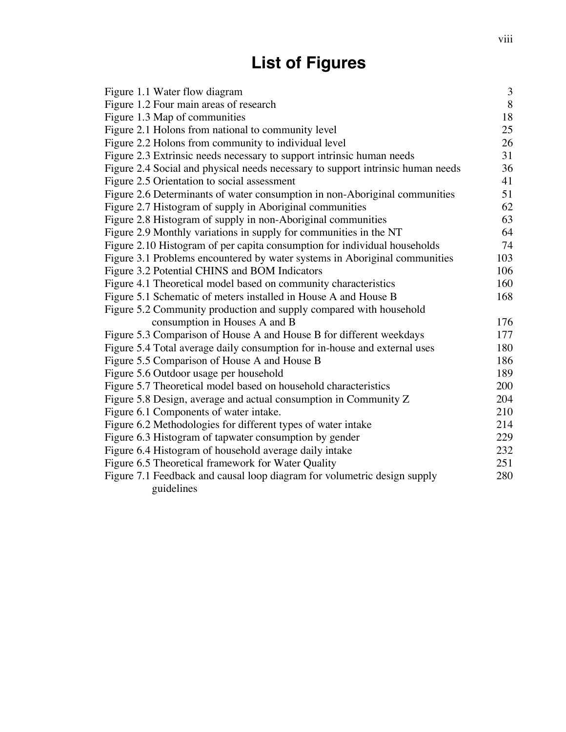# List of Figures

| | |
|---|---|
| Figure 1.1 Water flow diagram | 3 |
| Figure 1.2 Four main areas of research | 8 |
| Figure 1.3 Map of communities | 18 |
| Figure 2.1 Holons from national to community level | 25 |
| Figure 2.2 Holons from community to individual level | 26 |
| Figure 2.3 Extrinsic needs necessary to support intrinsic human needs | 31 |
| Figure 2.4 Social and physical needs necessary to support intrinsic human needs | 36 |
| Figure 2.5 Orientation to social assessment | 41 |
| Figure 2.6 Determinants of water consumption in non-Aboriginal communities | 51 |
| Figure 2.7 Histogram of supply in Aboriginal communities | 62 |
| Figure 2.8 Histogram of supply in non-Aboriginal communities | 63 |
| Figure 2.9 Monthly variations in supply for communities in the NT | 64 |
| Figure 2.10 Histogram of per capita consumption for individual households | 74 |
| Figure 3.1 Problems encountered by water systems in Aboriginal communities | 103 |
| Figure 3.2 Potential CHINS and BOM Indicators | 106 |
| Figure 4.1 Theoretical model based on community characteristics | 160 |
| Figure 5.1 Schematic of meters installed in House A and House B | 168 |
| Figure 5.2 Community production and supply compared with household consumption in Houses A and B | 176 |
| Figure 5.3 Comparison of House A and House B for different weekdays | 177 |
| Figure 5.4 Total average daily consumption for in-house and external uses | 180 |
| Figure 5.5 Comparison of House A and House B | 186 |
| Figure 5.6 Outdoor usage per household | 189 |
| Figure 5.7 Theoretical model based on household characteristics | 200 |
| Figure 5.8 Design, average and actual consumption in Community Z | 204 |
| Figure 6.1 Components of water intake. | 210 |
| Figure 6.2 Methodologies for different types of water intake | 214 |
| Figure 6.3 Histogram of tapwater consumption by gender | 229 |
| Figure 6.4 Histogram of household average daily intake | 232 |
| Figure 6.5 Theoretical framework for Water Quality | 251 |
| Figure 7.1 Feedback and causal loop diagram for volumetric design supply guidelines | 280 |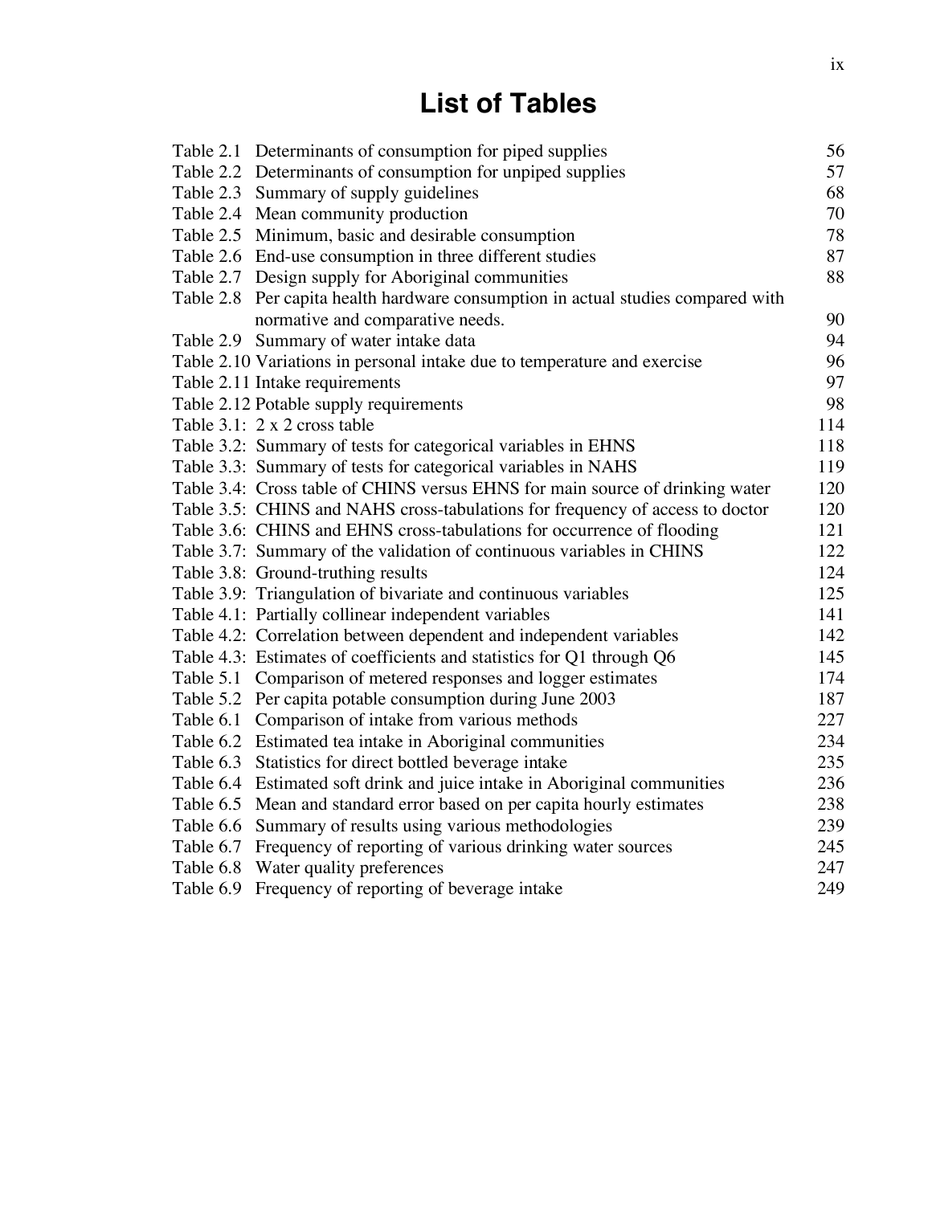# List of Tables

| | | |
|---|---|---|
| Table 2.1 | Determinants of consumption for piped supplies | 56 |
| Table 2.2 | Determinants of consumption for unpiped supplies | 57 |
| Table 2.3 | Summary of supply guidelines | 68 |
| Table 2.4 | Mean community production | 70 |
| Table 2.5 | Minimum, basic and desirable consumption | 78 |
| Table 2.6 | End-use consumption in three different studies | 87 |
| Table 2.7 | Design supply for Aboriginal communities | 88 |
| Table 2.8 | Per capita health hardware consumption in actual studies compared with normative and comparative needs. | 90 |
| Table 2.9 | Summary of water intake data | 94 |
| Table 2.10 | Variations in personal intake due to temperature and exercise | 96 |
| Table 2.11 | Intake requirements | 97 |
| Table 2.12 | Potable supply requirements | 98 |
| Table 3.1: | 2 x 2 cross table | 114 |
| Table 3.2: | Summary of tests for categorical variables in EHNS | 118 |
| Table 3.3: | Summary of tests for categorical variables in NAHS | 119 |
| Table 3.4: | Cross table of CHINS versus EHNS for main source of drinking water | 120 |
| Table 3.5: | CHINS and NAHS cross-tabulations for frequency of access to doctor | 120 |
| Table 3.6: | CHINS and EHNS cross-tabulations for occurrence of flooding | 121 |
| Table 3.7: | Summary of the validation of continuous variables in CHINS | 122 |
| Table 3.8: | Ground-truthing results | 124 |
| Table 3.9: | Triangulation of bivariate and continuous variables | 125 |
| Table 4.1: | Partially collinear independent variables | 141 |
| Table 4.2: | Correlation between dependent and independent variables | 142 |
| Table 4.3: | Estimates of coefficients and statistics for Q1 through Q6 | 145 |
| Table 5.1 | Comparison of metered responses and logger estimates | 174 |
| Table 5.2 | Per capita potable consumption during June 2003 | 187 |
| Table 6.1 | Comparison of intake from various methods | 227 |
| Table 6.2 | Estimated tea intake in Aboriginal communities | 234 |
| Table 6.3 | Statistics for direct bottled beverage intake | 235 |
| Table 6.4 | Estimated soft drink and juice intake in Aboriginal communities | 236 |
| Table 6.5 | Mean and standard error based on per capita hourly estimates | 238 |
| Table 6.6 | Summary of results using various methodologies | 239 |
| Table 6.7 | Frequency of reporting of various drinking water sources | 245 |
| Table 6.8 | Water quality preferences | 247 |
| Table 6.9 | Frequency of reporting of beverage intake | 249 |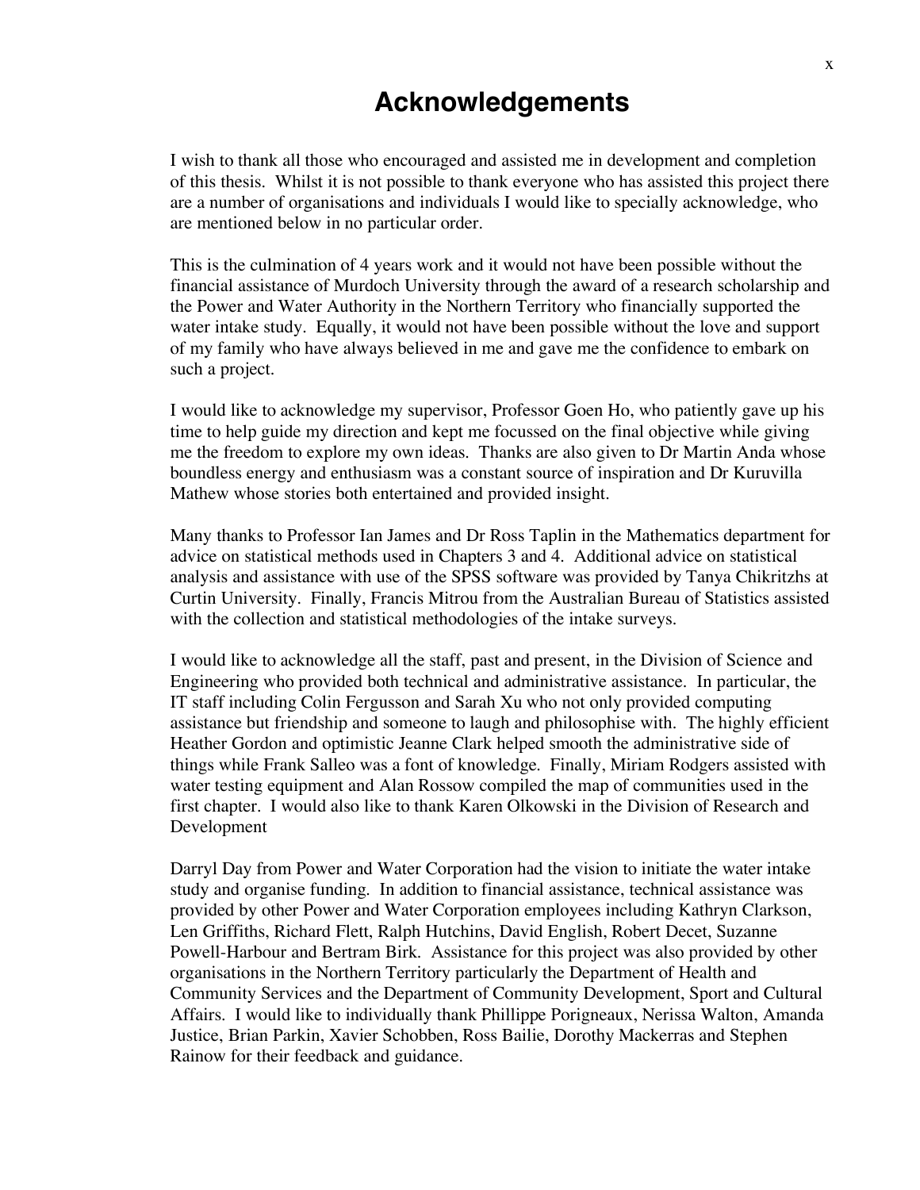# Acknowledgements

I wish to thank all those who encouraged and assisted me in development and completion of this thesis. Whilst it is not possible to thank everyone who has assisted this project there are a number of organisations and individuals I would like to specially acknowledge, who are mentioned below in no particular order.

This is the culmination of 4 years work and it would not have been possible without the financial assistance of Murdoch University through the award of a research scholarship and the Power and Water Authority in the Northern Territory who financially supported the water intake study. Equally, it would not have been possible without the love and support of my family who have always believed in me and gave me the confidence to embark on such a project.

I would like to acknowledge my supervisor, Professor Goen Ho, who patiently gave up his time to help guide my direction and kept me focussed on the final objective while giving me the freedom to explore my own ideas. Thanks are also given to Dr Martin Anda whose boundless energy and enthusiasm was a constant source of inspiration and Dr Kuruvilla Mathew whose stories both entertained and provided insight.

Many thanks to Professor Ian James and Dr Ross Taplin in the Mathematics department for advice on statistical methods used in Chapters 3 and 4. Additional advice on statistical analysis and assistance with use of the SPSS software was provided by Tanya Chikritzhs at Curtin University. Finally, Francis Mitrou from the Australian Bureau of Statistics assisted with the collection and statistical methodologies of the intake surveys.

I would like to acknowledge all the staff, past and present, in the Division of Science and Engineering who provided both technical and administrative assistance. In particular, the IT staff including Colin Fergusson and Sarah Xu who not only provided computing assistance but friendship and someone to laugh and philosophise with. The highly efficient Heather Gordon and optimistic Jeanne Clark helped smooth the administrative side of things while Frank Salleo was a font of knowledge. Finally, Miriam Rodgers assisted with water testing equipment and Alan Rossow compiled the map of communities used in the first chapter. I would also like to thank Karen Olkowski in the Division of Research and Development

Darryl Day from Power and Water Corporation had the vision to initiate the water intake study and organise funding. In addition to financial assistance, technical assistance was provided by other Power and Water Corporation employees including Kathryn Clarkson, Len Griffiths, Richard Flett, Ralph Hutchins, David English, Robert Decet, Suzanne Powell-Harbour and Bertram Birk. Assistance for this project was also provided by other organisations in the Northern Territory particularly the Department of Health and Community Services and the Department of Community Development, Sport and Cultural Affairs. I would like to individually thank Phillippe Porigneaux, Nerissa Walton, Amanda Justice, Brian Parkin, Xavier Schobben, Ross Bailie, Dorothy Mackerras and Stephen Rainow for their feedback and guidance.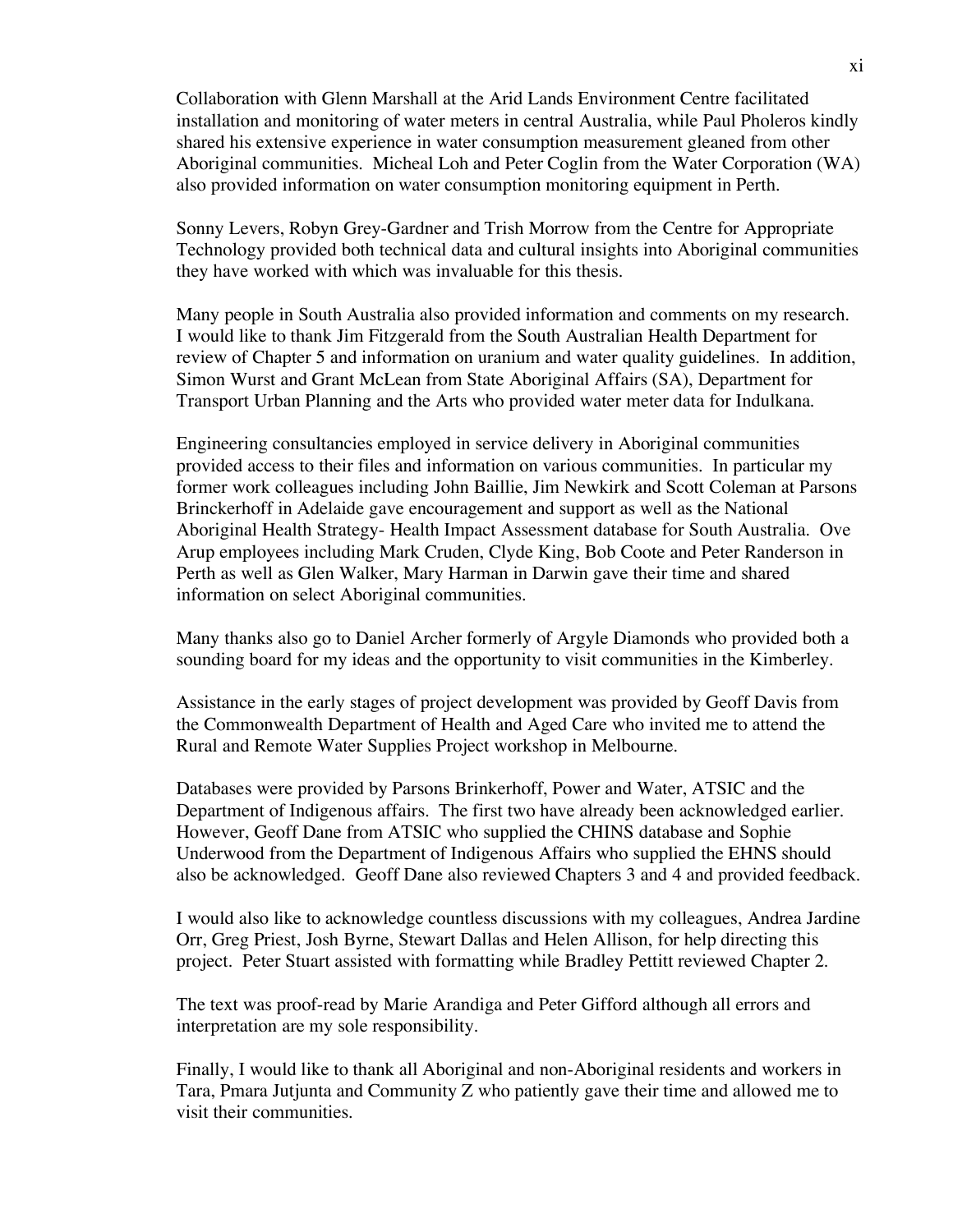Collaboration with Glenn Marshall at the Arid Lands Environment Centre facilitated installation and monitoring of water meters in central Australia, while Paul Pholeros kindly shared his extensive experience in water consumption measurement gleaned from other Aboriginal communities. Micheal Loh and Peter Coglin from the Water Corporation (WA) also provided information on water consumption monitoring equipment in Perth.

Sonny Levers, Robyn Grey-Gardner and Trish Morrow from the Centre for Appropriate Technology provided both technical data and cultural insights into Aboriginal communities they have worked with which was invaluable for this thesis.

Many people in South Australia also provided information and comments on my research. I would like to thank Jim Fitzgerald from the South Australian Health Department for review of Chapter 5 and information on uranium and water quality guidelines. In addition, Simon Wurst and Grant McLean from State Aboriginal Affairs (SA), Department for Transport Urban Planning and the Arts who provided water meter data for Indulkana.

Engineering consultancies employed in service delivery in Aboriginal communities provided access to their files and information on various communities. In particular my former work colleagues including John Baillie, Jim Newkirk and Scott Coleman at Parsons Brinckerhoff in Adelaide gave encouragement and support as well as the National Aboriginal Health Strategy- Health Impact Assessment database for South Australia. Ove Arup employees including Mark Cruden, Clyde King, Bob Coote and Peter Randerson in Perth as well as Glen Walker, Mary Harman in Darwin gave their time and shared information on select Aboriginal communities.

Many thanks also go to Daniel Archer formerly of Argyle Diamonds who provided both a sounding board for my ideas and the opportunity to visit communities in the Kimberley.

Assistance in the early stages of project development was provided by Geoff Davis from the Commonwealth Department of Health and Aged Care who invited me to attend the Rural and Remote Water Supplies Project workshop in Melbourne.

Databases were provided by Parsons Brinkerhoff, Power and Water, ATSIC and the Department of Indigenous affairs. The first two have already been acknowledged earlier. However, Geoff Dane from ATSIC who supplied the CHINS database and Sophie Underwood from the Department of Indigenous Affairs who supplied the EHNS should also be acknowledged. Geoff Dane also reviewed Chapters 3 and 4 and provided feedback.

I would also like to acknowledge countless discussions with my colleagues, Andrea Jardine Orr, Greg Priest, Josh Byrne, Stewart Dallas and Helen Allison, for help directing this project. Peter Stuart assisted with formatting while Bradley Pettitt reviewed Chapter 2.

The text was proof-read by Marie Arandiga and Peter Gifford although all errors and interpretation are my sole responsibility.

Finally, I would like to thank all Aboriginal and non-Aboriginal residents and workers in Tara, Pmara Jutjunta and Community Z who patiently gave their time and allowed me to visit their communities.